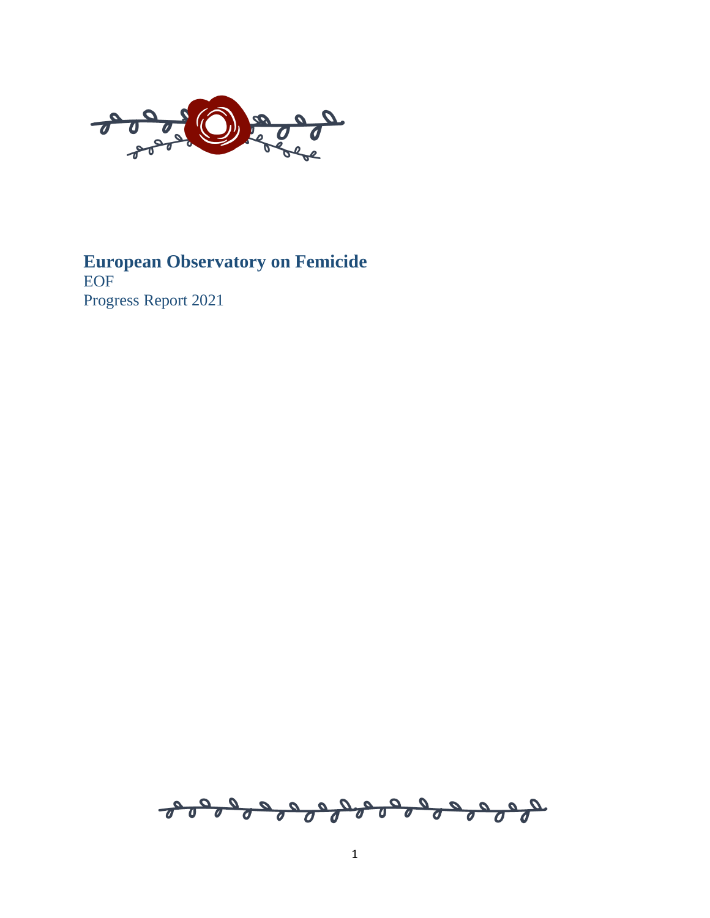# European Observatory on Femicide

EOF

Progress Report 2021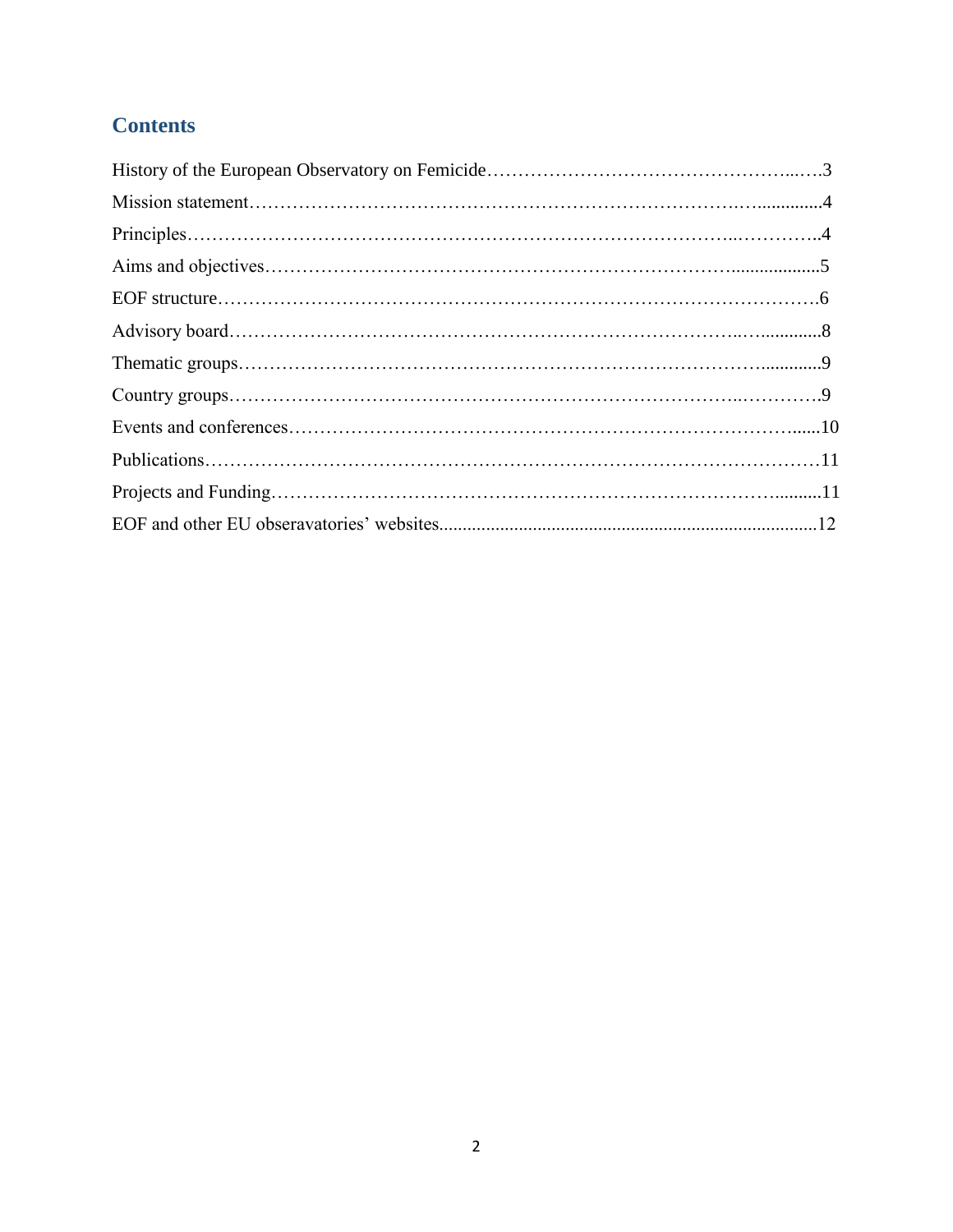## Contents

History of the European Observatory on Femicide……………………………………………..….3

Mission statement…………………………………………………………………..….............4

Principles………………………………………………………………………..…………..4

Aims and objectives…………………………………………………………………..................5

EOF structure……………………………………………………………………………….6

Advisory board…………………………………………………………………..….............8

Thematic groups…………………………………………………………………….............9

Country groups………………………………………………………………….…………..9

Events and conferences……………………………………………………………………......10

Publications……………………………………………………………………………………11

Projects and Funding……………………………………………………………………..........11

EOF and other EU obseravatories' websites................................................................................12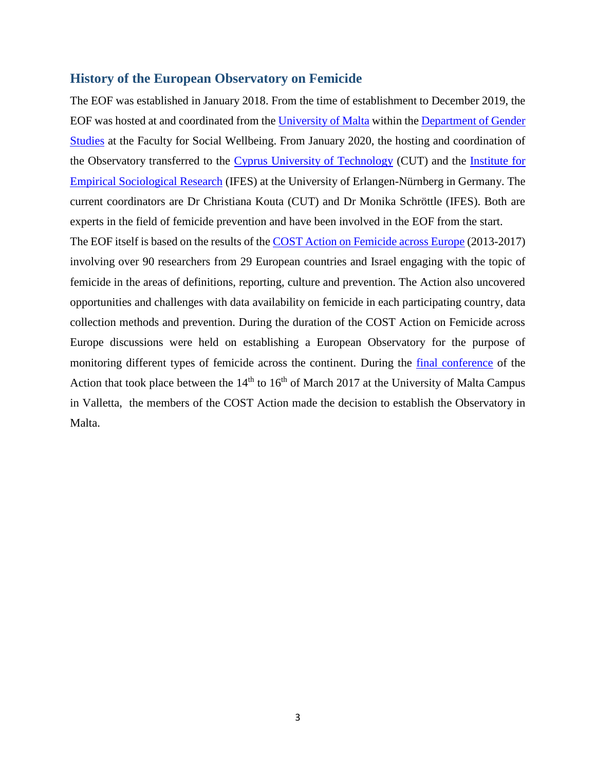## History of the European Observatory on Femicide

The EOF was established in January 2018. From the time of establishment to December 2019, the EOF was hosted at and coordinated from the University of Malta within the Department of Gender Studies at the Faculty for Social Wellbeing. From January 2020, the hosting and coordination of the Observatory transferred to the Cyprus University of Technology (CUT) and the Institute for Empirical Sociological Research (IFES) at the University of Erlangen-Nürnberg in Germany. The current coordinators are Dr Christiana Kouta (CUT) and Dr Monika Schröttle (IFES). Both are experts in the field of femicide prevention and have been involved in the EOF from the start.

The EOF itself is based on the results of the COST Action on Femicide across Europe (2013-2017) involving over 90 researchers from 29 European countries and Israel engaging with the topic of femicide in the areas of definitions, reporting, culture and prevention. The Action also uncovered opportunities and challenges with data availability on femicide in each participating country, data collection methods and prevention. During the duration of the COST Action on Femicide across Europe discussions were held on establishing a European Observatory for the purpose of monitoring different types of femicide across the continent. During the final conference of the Action that took place between the 14th to 16th of March 2017 at the University of Malta Campus in Valletta, the members of the COST Action made the decision to establish the Observatory in Malta.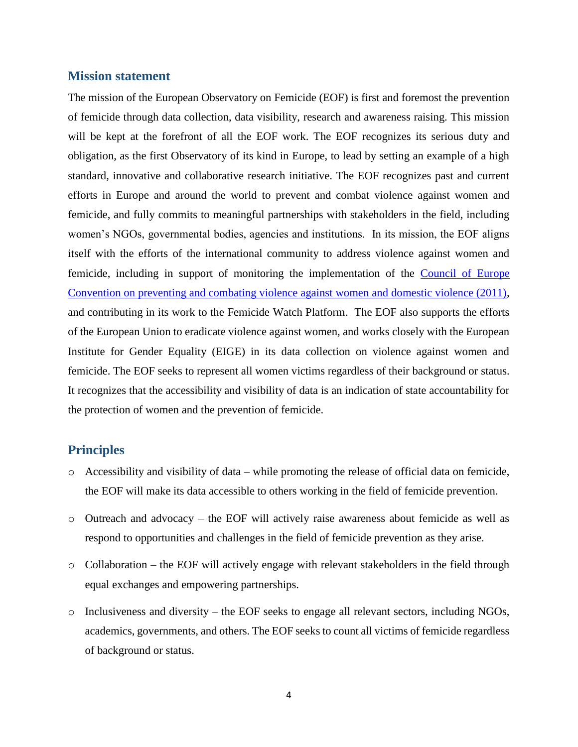## Mission statement

The mission of the European Observatory on Femicide (EOF) is first and foremost the prevention of femicide through data collection, data visibility, research and awareness raising. This mission will be kept at the forefront of all the EOF work. The EOF recognizes its serious duty and obligation, as the first Observatory of its kind in Europe, to lead by setting an example of a high standard, innovative and collaborative research initiative. The EOF recognizes past and current efforts in Europe and around the world to prevent and combat violence against women and femicide, and fully commits to meaningful partnerships with stakeholders in the field, including women's NGOs, governmental bodies, agencies and institutions. In its mission, the EOF aligns itself with the efforts of the international community to address violence against women and femicide, including in support of monitoring the implementation of the Council of Europe Convention on preventing and combating violence against women and domestic violence (2011), and contributing in its work to the Femicide Watch Platform. The EOF also supports the efforts of the European Union to eradicate violence against women, and works closely with the European Institute for Gender Equality (EIGE) in its data collection on violence against women and femicide. The EOF seeks to represent all women victims regardless of their background or status. It recognizes that the accessibility and visibility of data is an indication of state accountability for the protection of women and the prevention of femicide.

## Principles

- Accessibility and visibility of data – while promoting the release of official data on femicide, the EOF will make its data accessible to others working in the field of femicide prevention.
- Outreach and advocacy – the EOF will actively raise awareness about femicide as well as respond to opportunities and challenges in the field of femicide prevention as they arise.
- Collaboration – the EOF will actively engage with relevant stakeholders in the field through equal exchanges and empowering partnerships.
- Inclusiveness and diversity – the EOF seeks to engage all relevant sectors, including NGOs, academics, governments, and others. The EOF seeks to count all victims of femicide regardless of background or status.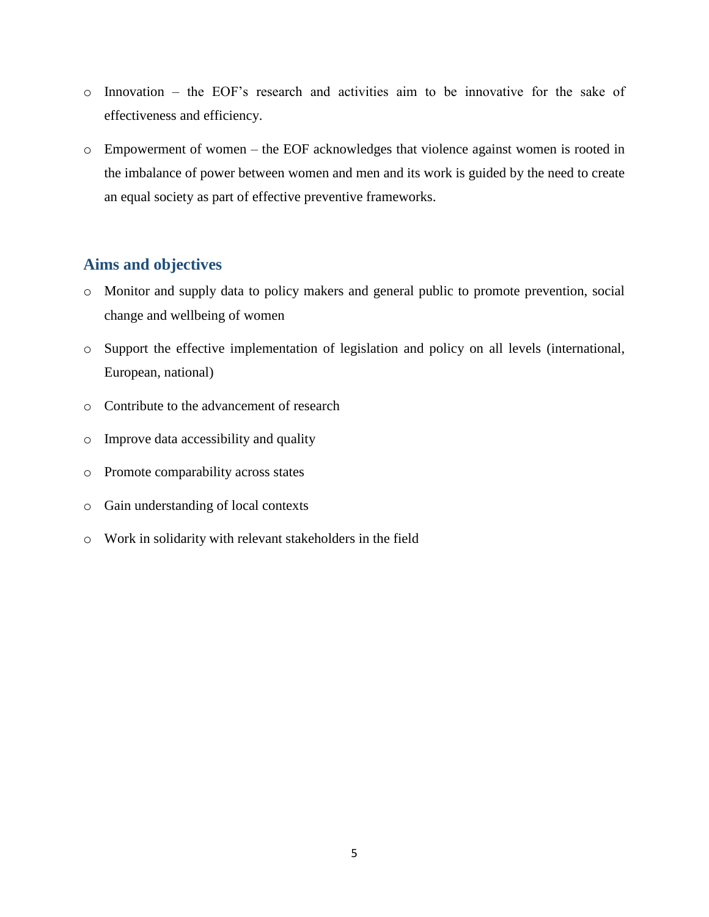- Innovation – the EOF's research and activities aim to be innovative for the sake of effectiveness and efficiency.
- Empowerment of women – the EOF acknowledges that violence against women is rooted in the imbalance of power between women and men and its work is guided by the need to create an equal society as part of effective preventive frameworks.

## Aims and objectives

- Monitor and supply data to policy makers and general public to promote prevention, social change and wellbeing of women
- Support the effective implementation of legislation and policy on all levels (international, European, national)
- Contribute to the advancement of research
- Improve data accessibility and quality
- Promote comparability across states
- Gain understanding of local contexts
- Work in solidarity with relevant stakeholders in the field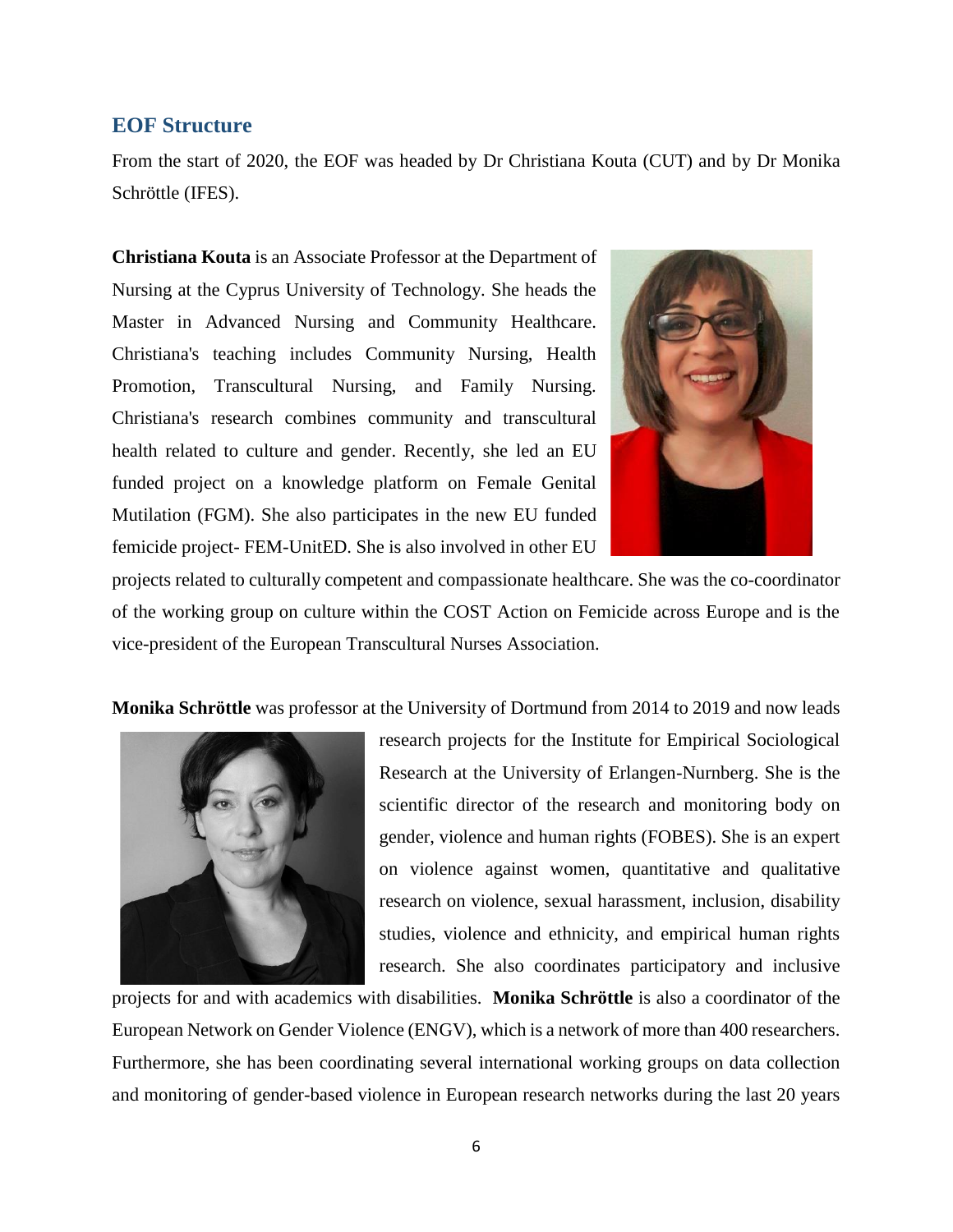## EOF Structure

From the start of 2020, the EOF was headed by Dr Christiana Kouta (CUT) and by Dr Monika Schröttle (IFES).

**Christiana Kouta** is an Associate Professor at the Department of Nursing at the Cyprus University of Technology. She heads the Master in Advanced Nursing and Community Healthcare. Christiana's teaching includes Community Nursing, Health Promotion, Transcultural Nursing, and Family Nursing. Christiana's research combines community and transcultural health related to culture and gender. Recently, she led an EU funded project on a knowledge platform on Female Genital Mutilation (FGM). She also participates in the new EU funded femicide project- FEM-UnitED. She is also involved in other EU projects related to culturally competent and compassionate healthcare. She was the co-coordinator of the working group on culture within the COST Action on Femicide across Europe and is the vice-president of the European Transcultural Nurses Association.

**Monika Schröttle** was professor at the University of Dortmund from 2014 to 2019 and now leads research projects for the Institute for Empirical Sociological Research at the University of Erlangen-Nurnberg. She is the scientific director of the research and monitoring body on gender, violence and human rights (FOBES). She is an expert on violence against women, quantitative and qualitative research on violence, sexual harassment, inclusion, disability studies, violence and ethnicity, and empirical human rights research. She also coordinates participatory and inclusive projects for and with academics with disabilities. **Monika Schröttle** is also a coordinator of the European Network on Gender Violence (ENGV), which is a network of more than 400 researchers. Furthermore, she has been coordinating several international working groups on data collection and monitoring of gender-based violence in European research networks during the last 20 years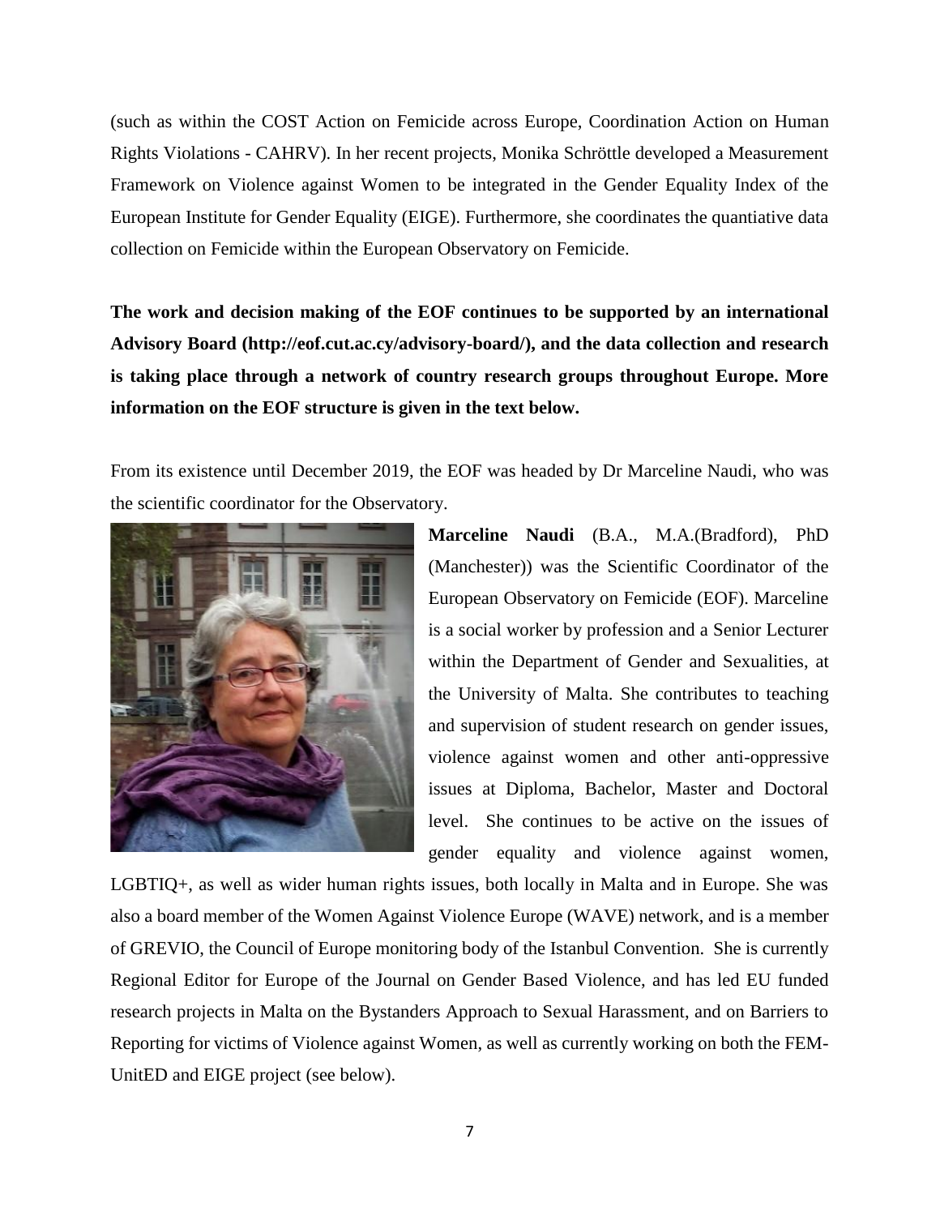(such as within the COST Action on Femicide across Europe, Coordination Action on Human Rights Violations - CAHRV). In her recent projects, Monika Schröttle developed a Measurement Framework on Violence against Women to be integrated in the Gender Equality Index of the European Institute for Gender Equality (EIGE). Furthermore, she coordinates the quantiative data collection on Femicide within the European Observatory on Femicide.

**The work and decision making of the EOF continues to be supported by an international Advisory Board (http://eof.cut.ac.cy/advisory-board/), and the data collection and research is taking place through a network of country research groups throughout Europe. More information on the EOF structure is given in the text below.**

From its existence until December 2019, the EOF was headed by Dr Marceline Naudi, who was the scientific coordinator for the Observatory.

**Marceline Naudi** (B.A., M.A.(Bradford), PhD (Manchester)) was the Scientific Coordinator of the European Observatory on Femicide (EOF). Marceline is a social worker by profession and a Senior Lecturer within the Department of Gender and Sexualities, at the University of Malta. She contributes to teaching and supervision of student research on gender issues, violence against women and other anti-oppressive issues at Diploma, Bachelor, Master and Doctoral level. She continues to be active on the issues of gender equality and violence against women, LGBTIQ+, as well as wider human rights issues, both locally in Malta and in Europe. She was also a board member of the Women Against Violence Europe (WAVE) network, and is a member of GREVIO, the Council of Europe monitoring body of the Istanbul Convention. She is currently Regional Editor for Europe of the Journal on Gender Based Violence, and has led EU funded research projects in Malta on the Bystanders Approach to Sexual Harassment, and on Barriers to Reporting for victims of Violence against Women, as well as currently working on both the FEM-UnitED and EIGE project (see below).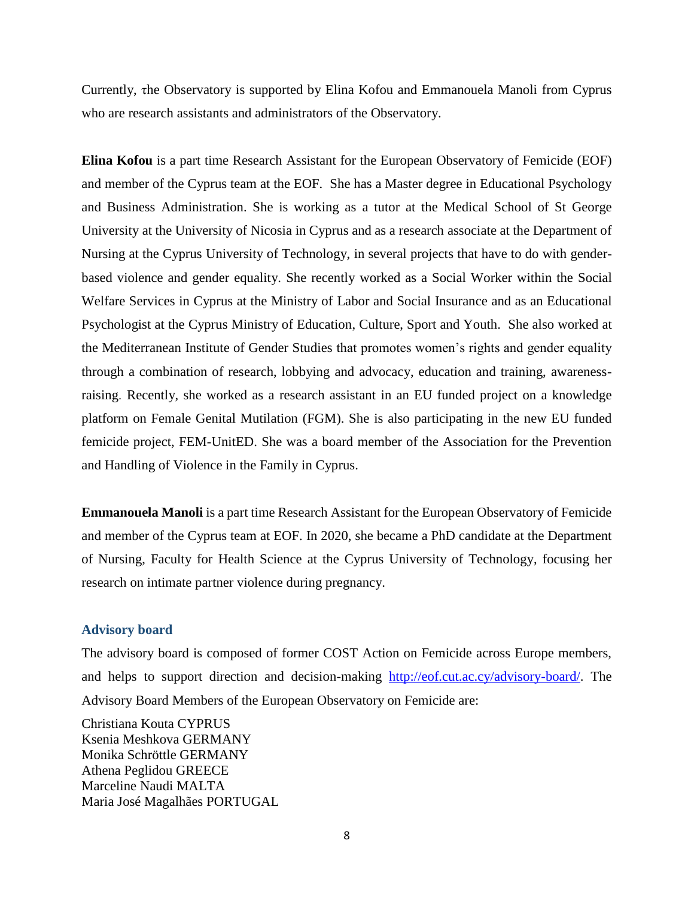Currently, τhe Observatory is supported by Elina Kofou and Emmanouela Manoli from Cyprus who are research assistants and administrators of the Observatory.

**Elina Kofou** is a part time Research Assistant for the European Observatory of Femicide (EOF) and member of the Cyprus team at the EOF. She has a Master degree in Educational Psychology and Business Administration. She is working as a tutor at the Medical School of St George University at the University of Nicosia in Cyprus and as a research associate at the Department of Nursing at the Cyprus University of Technology, in several projects that have to do with gender-based violence and gender equality. She recently worked as a Social Worker within the Social Welfare Services in Cyprus at the Ministry of Labor and Social Insurance and as an Educational Psychologist at the Cyprus Ministry of Education, Culture, Sport and Youth. She also worked at the Mediterranean Institute of Gender Studies that promotes women's rights and gender equality through a combination of research, lobbying and advocacy, education and training, awareness-raising. Recently, she worked as a research assistant in an EU funded project on a knowledge platform on Female Genital Mutilation (FGM). She is also participating in the new EU funded femicide project, FEM-UnitED. She was a board member of the Association for the Prevention and Handling of Violence in the Family in Cyprus.

**Emmanouela Manoli** is a part time Research Assistant for the European Observatory of Femicide and member of the Cyprus team at EOF. In 2020, she became a PhD candidate at the Department of Nursing, Faculty for Health Science at the Cyprus University of Technology, focusing her research on intimate partner violence during pregnancy.

### Advisory board

The advisory board is composed of former COST Action on Femicide across Europe members, and helps to support direction and decision-making http://eof.cut.ac.cy/advisory-board/. The Advisory Board Members of the European Observatory on Femicide are:

Christiana Kouta CYPRUS
Ksenia Meshkova GERMANY
Monika Schröttle GERMANY
Athena Peglidou GREECE
Marceline Naudi MALTA
Maria José Magalhães PORTUGAL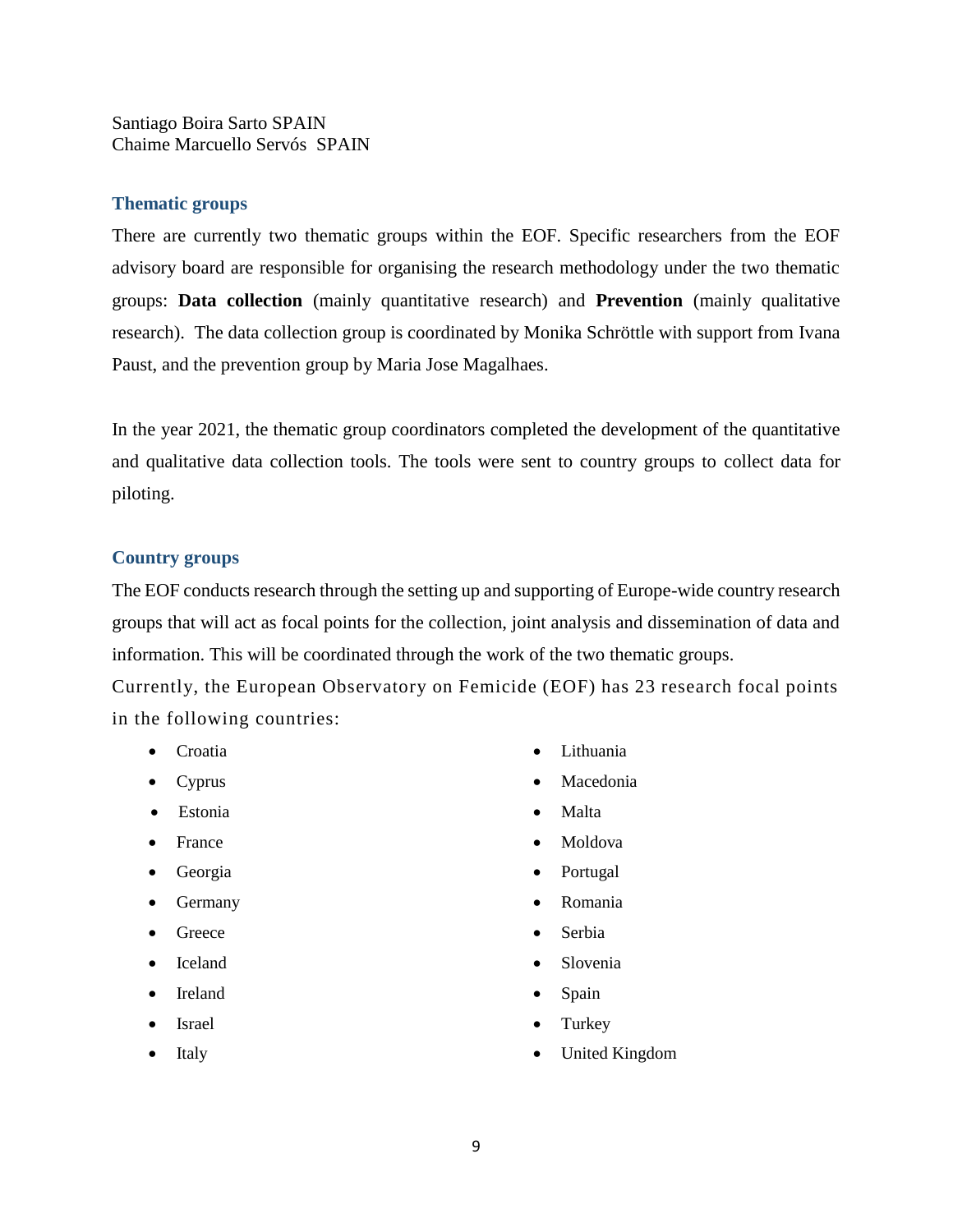Santiago Boira Sarto SPAIN
Chaime Marcuello Servós SPAIN

## Thematic groups

There are currently two thematic groups within the EOF. Specific researchers from the EOF advisory board are responsible for organising the research methodology under the two thematic groups: **Data collection** (mainly quantitative research) and **Prevention** (mainly qualitative research). The data collection group is coordinated by Monika Schröttle with support from Ivana Paust, and the prevention group by Maria Jose Magalhaes.

In the year 2021, the thematic group coordinators completed the development of the quantitative and qualitative data collection tools. The tools were sent to country groups to collect data for piloting.

## Country groups

The EOF conducts research through the setting up and supporting of Europe-wide country research groups that will act as focal points for the collection, joint analysis and dissemination of data and information. This will be coordinated through the work of the two thematic groups.

Currently, the European Observatory on Femicide (EOF) has 23 research focal points in the following countries:

- Croatia
- Cyprus
- Estonia
- France
- Georgia
- Germany
- Greece
- Iceland
- Ireland
- Israel
- Italy
- Lithuania
- Macedonia
- Malta
- Moldova
- Portugal
- Romania
- Serbia
- Slovenia
- Spain
- Turkey
- United Kingdom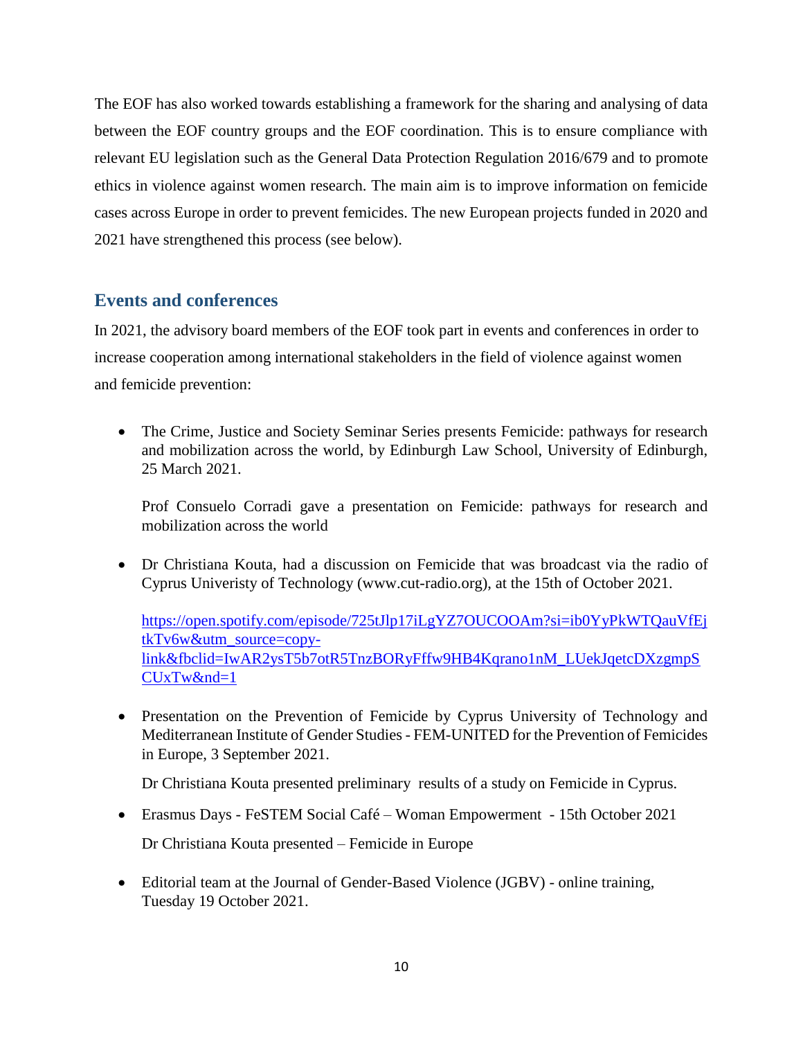The EOF has also worked towards establishing a framework for the sharing and analysing of data between the EOF country groups and the EOF coordination. This is to ensure compliance with relevant EU legislation such as the General Data Protection Regulation 2016/679 and to promote ethics in violence against women research. The main aim is to improve information on femicide cases across Europe in order to prevent femicides. The new European projects funded in 2020 and 2021 have strengthened this process (see below).

## Events and conferences

In 2021, the advisory board members of the EOF took part in events and conferences in order to increase cooperation among international stakeholders in the field of violence against women and femicide prevention:

- The Crime, Justice and Society Seminar Series presents Femicide: pathways for research and mobilization across the world, by Edinburgh Law School, University of Edinburgh, 25 March 2021.

  Prof Consuelo Corradi gave a presentation on Femicide: pathways for research and mobilization across the world

- Dr Christiana Kouta, had a discussion on Femicide that was broadcast via the radio of Cyprus Univeristy of Technology (www.cut-radio.org), at the 15th of October 2021.

  [https://open.spotify.com/episode/725tJlp17iLgYZ7OUCOOAm?si=ib0YyPkWTQauVfEjtkTv6w&utm_source=copy-link&fbclid=IwAR2ysT5b7otR5TnzBORyFffw9HB4Kqrano1nM_LUekJqetcDXzgmpSCUxTw&nd=1](https://open.spotify.com/episode/725tJlp17iLgYZ7OUCOOAm?si=ib0YyPkWTQauVfEjtkTv6w&utm_source=copy-link&fbclid=IwAR2ysT5b7otR5TnzBORyFffw9HB4Kqrano1nM_LUekJqetcDXzgmpSCUxTw&nd=1)

- Presentation on the Prevention of Femicide by Cyprus University of Technology and Mediterranean Institute of Gender Studies - FEM-UNITED for the Prevention of Femicides in Europe, 3 September 2021.

  Dr Christiana Kouta presented preliminary results of a study on Femicide in Cyprus.

- Erasmus Days - FeSTEM Social Café – Woman Empowerment - 15th October 2021

  Dr Christiana Kouta presented – Femicide in Europe

- Editorial team at the Journal of Gender-Based Violence (JGBV) - online training, Tuesday 19 October 2021.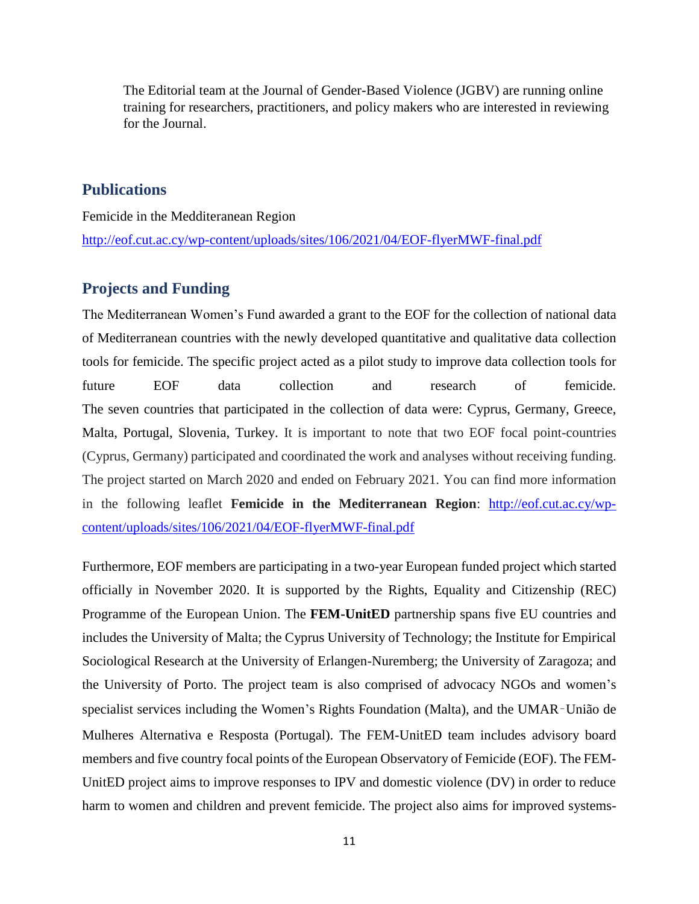The Editorial team at the Journal of Gender-Based Violence (JGBV) are running online training for researchers, practitioners, and policy makers who are interested in reviewing for the Journal.

## Publications

Femicide in the Medditeranean Region

http://eof.cut.ac.cy/wp-content/uploads/sites/106/2021/04/EOF-flyerMWF-final.pdf

## Projects and Funding

The Mediterranean Women's Fund awarded a grant to the EOF for the collection of national data of Mediterranean countries with the newly developed quantitative and qualitative data collection tools for femicide. The specific project acted as a pilot study to improve data collection tools for future EOF data collection and research of femicide.
The seven countries that participated in the collection of data were: Cyprus, Germany, Greece, Malta, Portugal, Slovenia, Turkey. It is important to note that two EOF focal point-countries (Cyprus, Germany) participated and coordinated the work and analyses without receiving funding. The project started on March 2020 and ended on February 2021. You can find more information in the following leaflet **Femicide in the Mediterranean Region**: http://eof.cut.ac.cy/wp-content/uploads/sites/106/2021/04/EOF-flyerMWF-final.pdf

Furthermore, EOF members are participating in a two-year European funded project which started officially in November 2020. It is supported by the Rights, Equality and Citizenship (REC) Programme of the European Union. The **FEM-UnitED** partnership spans five EU countries and includes the University of Malta; the Cyprus University of Technology; the Institute for Empirical Sociological Research at the University of Erlangen-Nuremberg; the University of Zaragoza; and the University of Porto. The project team is also comprised of advocacy NGOs and women's specialist services including the Women's Rights Foundation (Malta), and the UMAR‑União de Mulheres Alternativa e Resposta (Portugal). The FEM-UnitED team includes advisory board members and five country focal points of the European Observatory of Femicide (EOF). The FEM-UnitED project aims to improve responses to IPV and domestic violence (DV) in order to reduce harm to women and children and prevent femicide. The project also aims for improved systems-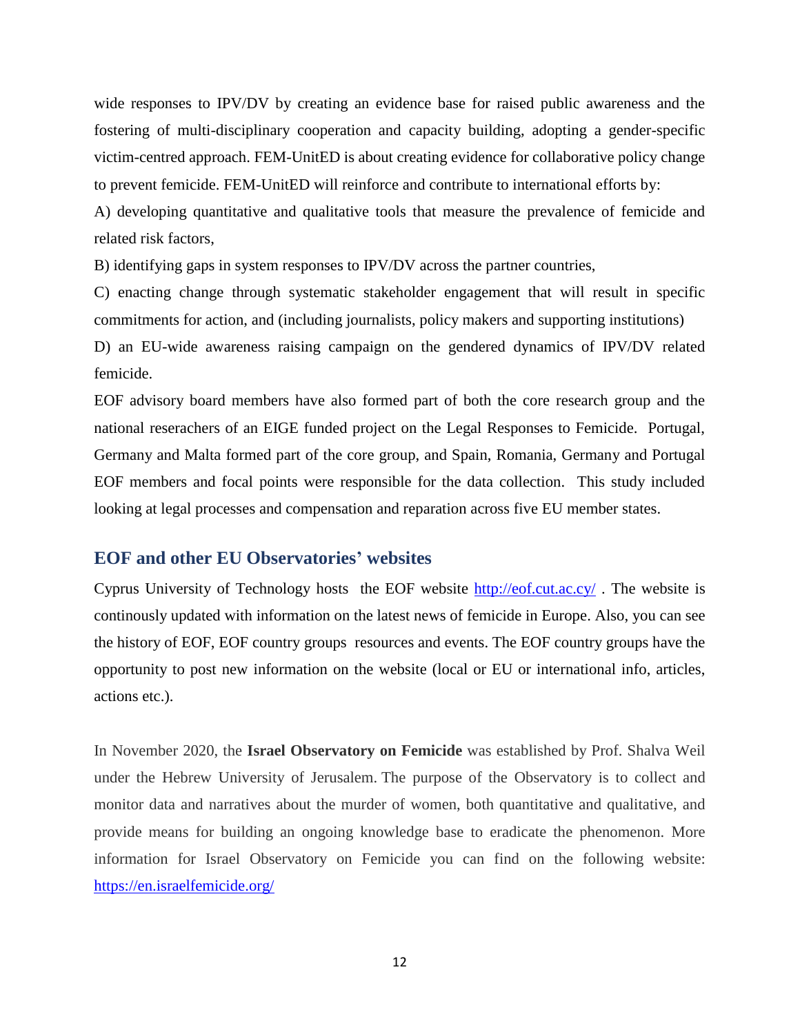wide responses to IPV/DV by creating an evidence base for raised public awareness and the fostering of multi-disciplinary cooperation and capacity building, adopting a gender-specific victim-centred approach. FEM-UnitED is about creating evidence for collaborative policy change to prevent femicide. FEM-UnitED will reinforce and contribute to international efforts by:

A) developing quantitative and qualitative tools that measure the prevalence of femicide and related risk factors,

B) identifying gaps in system responses to IPV/DV across the partner countries,

C) enacting change through systematic stakeholder engagement that will result in specific commitments for action, and (including journalists, policy makers and supporting institutions)

D) an EU-wide awareness raising campaign on the gendered dynamics of IPV/DV related femicide.

EOF advisory board members have also formed part of both the core research group and the national reserachers of an EIGE funded project on the Legal Responses to Femicide. Portugal, Germany and Malta formed part of the core group, and Spain, Romania, Germany and Portugal EOF members and focal points were responsible for the data collection. This study included looking at legal processes and compensation and reparation across five EU member states.

## EOF and other EU Observatories' websites

Cyprus University of Technology hosts the EOF website http://eof.cut.ac.cy/ . The website is continously updated with information on the latest news of femicide in Europe. Also, you can see the history of EOF, EOF country groups resources and events. The EOF country groups have the opportunity to post new information on the website (local or EU or international info, articles, actions etc.).

In November 2020, the **Israel Observatory on Femicide** was established by Prof. Shalva Weil under the Hebrew University of Jerusalem. The purpose of the Observatory is to collect and monitor data and narratives about the murder of women, both quantitative and qualitative, and provide means for building an ongoing knowledge base to eradicate the phenomenon. More information for Israel Observatory on Femicide you can find on the following website: https://en.israelfemicide.org/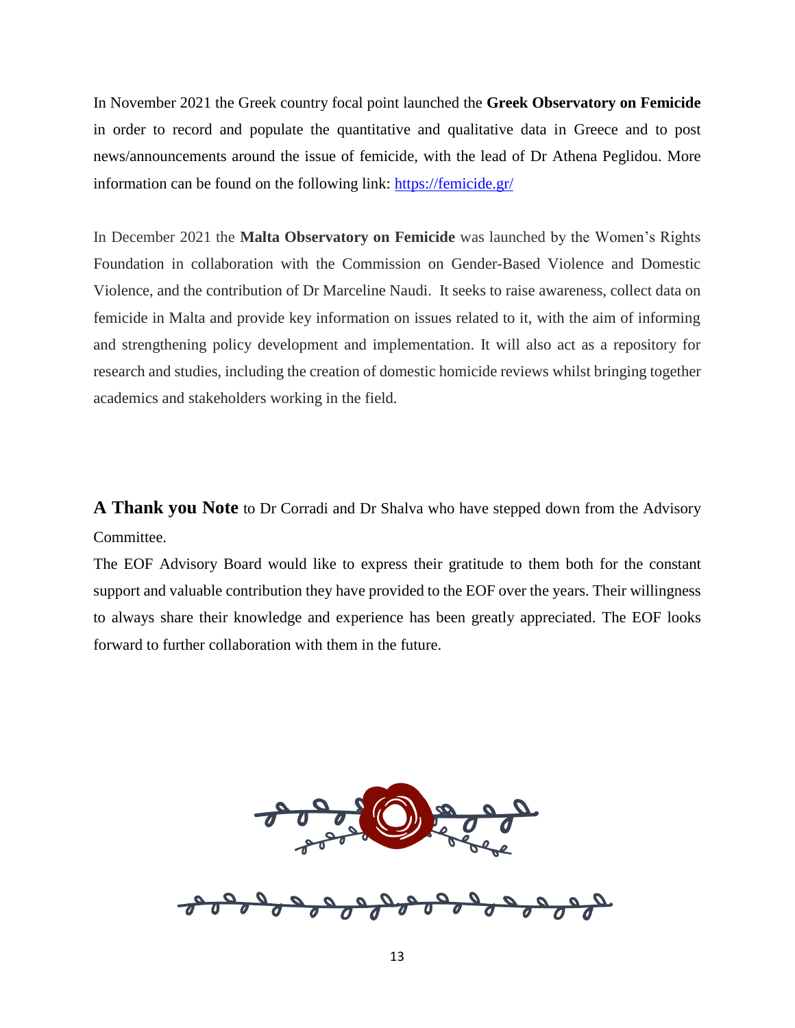In November 2021 the Greek country focal point launched the **Greek Observatory on Femicide** in order to record and populate the quantitative and qualitative data in Greece and to post news/announcements around the issue of femicide, with the lead of Dr Athena Peglidou. More information can be found on the following link: [https://femicide.gr/](https://femicide.gr/)

In December 2021 the **Malta Observatory on Femicide** was launched by the Women's Rights Foundation in collaboration with the Commission on Gender-Based Violence and Domestic Violence, and the contribution of Dr Marceline Naudi. It seeks to raise awareness, collect data on femicide in Malta and provide key information on issues related to it, with the aim of informing and strengthening policy development and implementation. It will also act as a repository for research and studies, including the creation of domestic homicide reviews whilst bringing together academics and stakeholders working in the field.

**A Thank you Note** to Dr Corradi and Dr Shalva who have stepped down from the Advisory Committee.

The EOF Advisory Board would like to express their gratitude to them both for the constant support and valuable contribution they have provided to the EOF over the years. Their willingness to always share their knowledge and experience has been greatly appreciated. The EOF looks forward to further collaboration with them in the future.